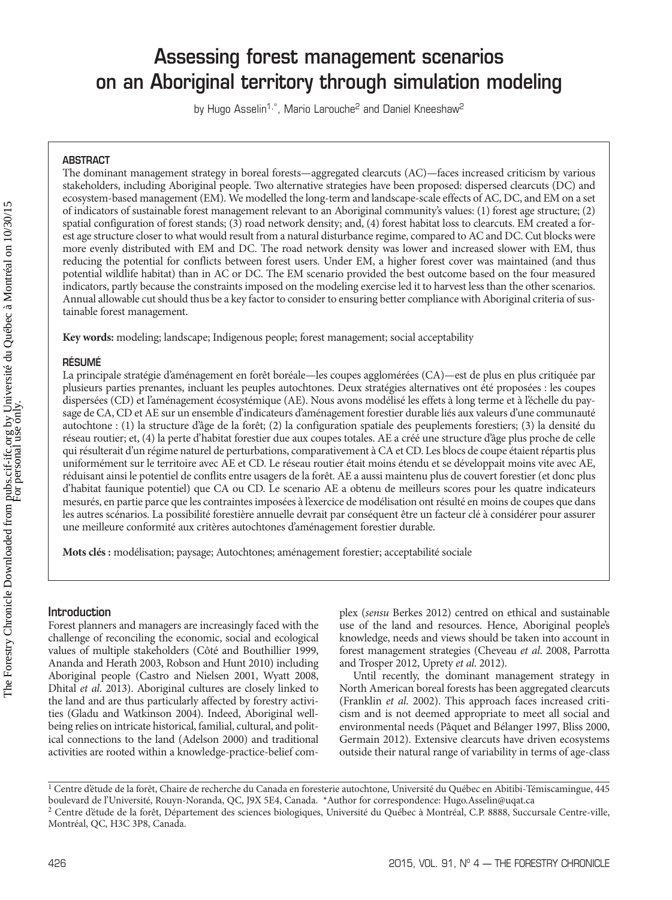# Assessing forest management scenarios on an Aboriginal territory through simulation modeling

by Hugo Asselin[1,*], Mario Larouche[2] and Daniel Kneeshaw[2]

## ABSTRACT

The dominant management strategy in boreal forests—aggregated clearcuts (AC)—faces increased criticism by various stakeholders, including Aboriginal people. Two alternative strategies have been proposed: dispersed clearcuts (DC) and ecosystem-based management (EM). We modelled the long-term and landscape-scale effects of AC, DC, and EM on a set of indicators of sustainable forest management relevant to an Aboriginal community's values: (1) forest age structure; (2) spatial configuration of forest stands; (3) road network density; and, (4) forest habitat loss to clearcuts. EM created a forest age structure closer to what would result from a natural disturbance regime, compared to AC and DC. Cut blocks were more evenly distributed with EM and DC. The road network density was lower and increased slower with EM, thus reducing the potential for conflicts between forest users. Under EM, a higher forest cover was maintained (and thus potential wildlife habitat) than in AC or DC. The EM scenario provided the best outcome based on the four measured indicators, partly because the constraints imposed on the modeling exercise led it to harvest less than the other scenarios. Annual allowable cut should thus be a key factor to consider to ensuring better compliance with Aboriginal criteria of sustainable forest management.

**Key words:** modeling; landscape; Indigenous people; forest management; social acceptability

## RÉSUMÉ

La principale stratégie d'aménagement en forêt boréale—les coupes agglomérées (CA)—est de plus en plus critiquée par plusieurs parties prenantes, incluant les peuples autochtones. Deux stratégies alternatives ont été proposées : les coupes dispersées (CD) et l'aménagement écosystémique (AE). Nous avons modélisé les effets à long terme et à l'échelle du paysage de CA, CD et AE sur un ensemble d'indicateurs d'aménagement forestier durable liés aux valeurs d'une communauté autochtone : (1) la structure d'âge de la forêt; (2) la configuration spatiale des peuplements forestiers; (3) la densité du réseau routier; et, (4) la perte d'habitat forestier due aux coupes totales. AE a créé une structure d'âge plus proche de celle qui résulterait d'un régime naturel de perturbations, comparativement à CA et CD. Les blocs de coupe étaient répartis plus uniformément sur le territoire avec AE et CD. Le réseau routier était moins étendu et se développait moins vite avec AE, réduisant ainsi le potentiel de conflits entre usagers de la forêt. AE a aussi maintenu plus de couvert forestier (et donc plus d'habitat faunique potentiel) que CA ou CD. Le scenario AE a obtenu de meilleurs scores pour les quatre indicateurs mesurés, en partie parce que les contraintes imposées à l'exercice de modélisation ont résulté en moins de coupes que dans les autres scénarios. La possibilité forestière annuelle devrait par conséquent être un facteur clé à considérer pour assurer une meilleure conformité aux critères autochtones d'aménagement forestier durable.

**Mots clés :** modélisation; paysage; Autochtones; aménagement forestier; acceptabilité sociale

## Introduction

Forest planners and managers are increasingly faced with the challenge of reconciling the economic, social and ecological values of multiple stakeholders (Côté and Bouthillier 1999, Ananda and Herath 2003, Robson and Hunt 2010) including Aboriginal people (Castro and Nielsen 2001, Wyatt 2008, Dhital *et al*. 2013). Aboriginal cultures are closely linked to the land and are thus particularly affected by forestry activities (Gladu and Watkinson 2004). Indeed, Aboriginal wellbeing relies on intricate historical, familial, cultural, and political connections to the land (Adelson 2000) and traditional activities are rooted within a knowledge-practice-belief complex (*sensu* Berkes 2012) centred on ethical and sustainable use of the land and resources. Hence, Aboriginal people's knowledge, needs and views should be taken into account in forest management strategies (Cheveau *et al*. 2008, Parrotta and Trosper 2012, Uprety *et al*. 2012).

Until recently, the dominant management strategy in North American boreal forests has been aggregated clearcuts (Franklin *et al*. 2002). This approach faces increased criticism and is not deemed appropriate to meet all social and environmental needs (Pâquet and Bélanger 1997, Bliss 2000, Germain 2012). Extensive clearcuts have driven ecosystems outside their natural range of variability in terms of age-class

[1] Centre d'étude de la forêt, Chaire de recherche du Canada en foresterie autochtone, Université du Québec en Abitibi-Témiscamingue, 445 boulevard de l'Université, Rouyn-Noranda, QC, J9X 5E4, Canada. *Author for correspondence: Hugo.Asselin@uqat.ca

[2] Centre d'étude de la forêt, Département des sciences biologiques, Université du Québec à Montréal, C.P. 8888, Succursale Centre-ville, Montréal, QC, H3C 3P8, Canada.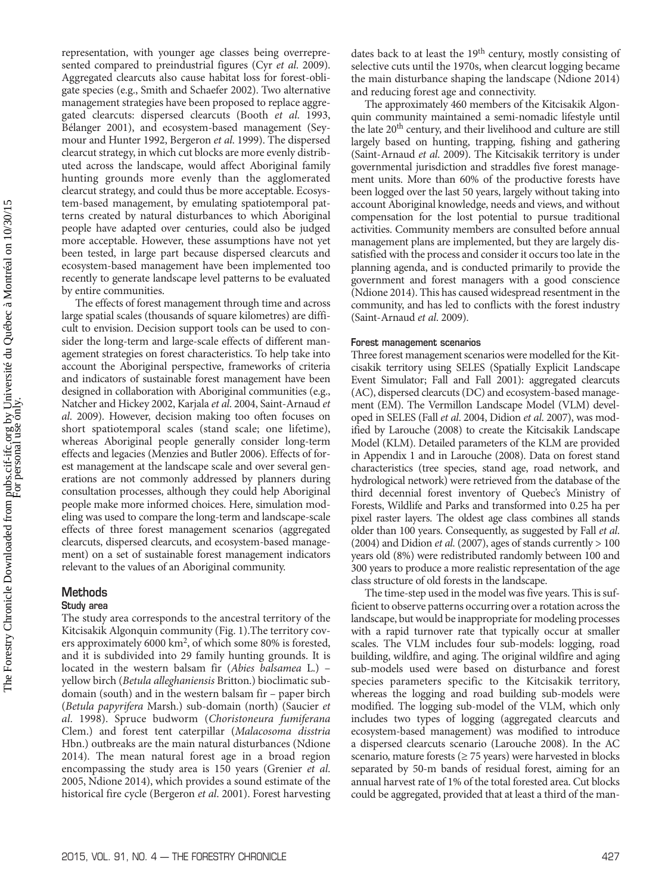representation, with younger age classes being overrepresented compared to preindustrial figures (Cyr *et al.* 2009). Aggregated clearcuts also cause habitat loss for forest-obligate species (e.g., Smith and Schaefer 2002). Two alternative management strategies have been proposed to replace aggregated clearcuts: dispersed clearcuts (Booth *et al.* 1993, Bélanger 2001), and ecosystem-based management (Seymour and Hunter 1992, Bergeron *et al.* 1999). The dispersed clearcut strategy, in which cut blocks are more evenly distributed across the landscape, would affect Aboriginal family hunting grounds more evenly than the agglomerated clearcut strategy, and could thus be more acceptable. Ecosystem-based management, by emulating spatiotemporal patterns created by natural disturbances to which Aboriginal people have adapted over centuries, could also be judged more acceptable. However, these assumptions have not yet been tested, in large part because dispersed clearcuts and ecosystem-based management have been implemented too recently to generate landscape level patterns to be evaluated by entire communities.

The effects of forest management through time and across large spatial scales (thousands of square kilometres) are difficult to envision. Decision support tools can be used to consider the long-term and large-scale effects of different management strategies on forest characteristics. To help take into account the Aboriginal perspective, frameworks of criteria and indicators of sustainable forest management have been designed in collaboration with Aboriginal communities (e.g., Natcher and Hickey 2002, Karjala *et al.* 2004, Saint-Arnaud *et al.* 2009). However, decision making too often focuses on short spatiotemporal scales (stand scale; one lifetime), whereas Aboriginal people generally consider long-term effects and legacies (Menzies and Butler 2006). Effects of forest management at the landscape scale and over several generations are not commonly addressed by planners during consultation processes, although they could help Aboriginal people make more informed choices. Here, simulation modeling was used to compare the long-term and landscape-scale effects of three forest management scenarios (aggregated clearcuts, dispersed clearcuts, and ecosystem-based management) on a set of sustainable forest management indicators relevant to the values of an Aboriginal community.

## Methods

### Study area

The study area corresponds to the ancestral territory of the Kitcisakik Algonquin community (Fig. 1).The territory covers approximately 6000 km$^2$, of which some 80% is forested, and it is subdivided into 29 family hunting grounds. It is located in the western balsam fir (*Abies balsamea* L.) – yellow birch (*Betula alleghaniensis* Britton.) bioclimatic subdomain (south) and in the western balsam fir – paper birch (*Betula papyrifera* Marsh.) sub-domain (north) (Saucier *et al.* 1998). Spruce budworm (*Choristoneura fumiferana* Clem.) and forest tent caterpillar (*Malacosoma disstria* Hbn.) outbreaks are the main natural disturbances (Ndione 2014). The mean natural forest age in a broad region encompassing the study area is 150 years (Grenier *et al.* 2005, Ndione 2014), which provides a sound estimate of the historical fire cycle (Bergeron *et al.* 2001). Forest harvesting dates back to at least the 19$^{th}$ century, mostly consisting of selective cuts until the 1970s, when clearcut logging became the main disturbance shaping the landscape (Ndione 2014) and reducing forest age and connectivity.

The approximately 460 members of the Kitcisakik Algonquin community maintained a semi-nomadic lifestyle until the late 20$^{th}$ century, and their livelihood and culture are still largely based on hunting, trapping, fishing and gathering (Saint-Arnaud *et al.* 2009). The Kitcisakik territory is under governmental jurisdiction and straddles five forest management units. More than 60% of the productive forests have been logged over the last 50 years, largely without taking into account Aboriginal knowledge, needs and views, and without compensation for the lost potential to pursue traditional activities. Community members are consulted before annual management plans are implemented, but they are largely dissatisfied with the process and consider it occurs too late in the planning agenda, and is conducted primarily to provide the government and forest managers with a good conscience (Ndione 2014). This has caused widespread resentment in the community, and has led to conflicts with the forest industry (Saint-Arnaud *et al.* 2009).

### Forest management scenarios

Three forest management scenarios were modelled for the Kitcisakik territory using SELES (Spatially Explicit Landscape Event Simulator; Fall and Fall 2001): aggregated clearcuts (AC), dispersed clearcuts (DC) and ecosystem-based management (EM). The Vermillon Landscape Model (VLM) developed in SELES (Fall *et al.* 2004, Didion *et al.* 2007), was modified by Larouche (2008) to create the Kitcisakik Landscape Model (KLM). Detailed parameters of the KLM are provided in Appendix 1 and in Larouche (2008). Data on forest stand characteristics (tree species, stand age, road network, and hydrological network) were retrieved from the database of the third decennial forest inventory of Quebec's Ministry of Forests, Wildlife and Parks and transformed into 0.25 ha per pixel raster layers. The oldest age class combines all stands older than 100 years. Consequently, as suggested by Fall *et al.* (2004) and Didion *et al.* (2007), ages of stands currently > 100 years old (8%) were redistributed randomly between 100 and 300 years to produce a more realistic representation of the age class structure of old forests in the landscape.

The time-step used in the model was five years. This is sufficient to observe patterns occurring over a rotation across the landscape, but would be inappropriate for modeling processes with a rapid turnover rate that typically occur at smaller scales. The VLM includes four sub-models: logging, road building, wildfire, and aging. The original wildfire and aging sub-models used were based on disturbance and forest species parameters specific to the Kitcisakik territory, whereas the logging and road building sub-models were modified. The logging sub-model of the VLM, which only includes two types of logging (aggregated clearcuts and ecosystem-based management) was modified to introduce a dispersed clearcuts scenario (Larouche 2008). In the AC scenario, mature forests (≥ 75 years) were harvested in blocks separated by 50-m bands of residual forest, aiming for an annual harvest rate of 1% of the total forested area. Cut blocks could be aggregated, provided that at least a third of the man-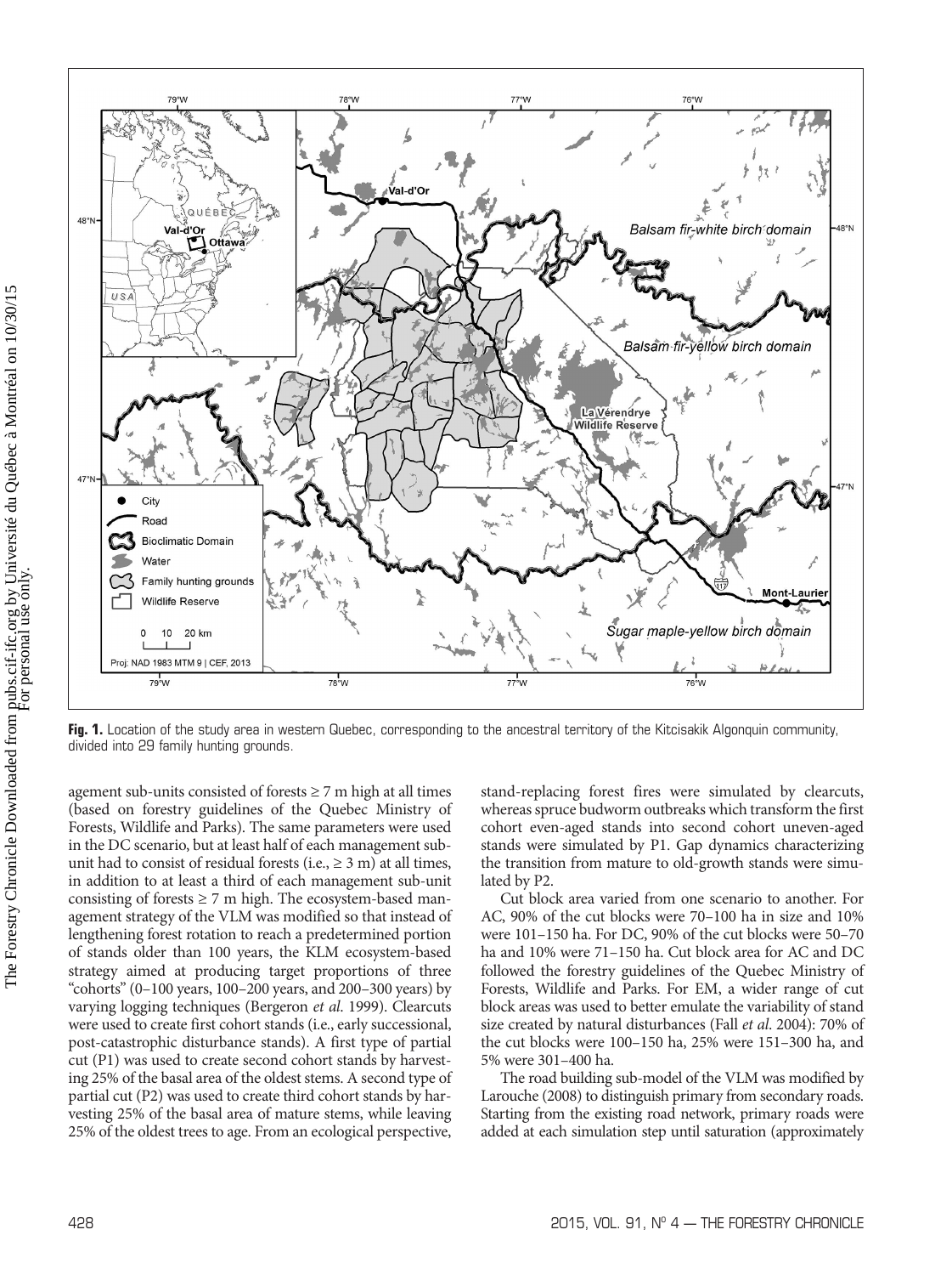**Fig. 1.** Location of the study area in western Quebec, corresponding to the ancestral territory of the Kitcisakik Algonquin community, divided into 29 family hunting grounds.

agement sub-units consisted of forests ≥ 7 m high at all times (based on forestry guidelines of the Quebec Ministry of Forests, Wildlife and Parks). The same parameters were used in the DC scenario, but at least half of each management sub-unit had to consist of residual forests (i.e., ≥ 3 m) at all times, in addition to at least a third of each management sub-unit consisting of forests ≥ 7 m high. The ecosystem-based management strategy of the VLM was modified so that instead of lengthening forest rotation to reach a predetermined portion of stands older than 100 years, the KLM ecosystem-based strategy aimed at producing target proportions of three "cohorts" (0–100 years, 100–200 years, and 200–300 years) by varying logging techniques (Bergeron *et al.* 1999). Clearcuts were used to create first cohort stands (i.e., early successional, post-catastrophic disturbance stands). A first type of partial cut (P1) was used to create second cohort stands by harvesting 25% of the basal area of the oldest stems. A second type of partial cut (P2) was used to create third cohort stands by harvesting 25% of the basal area of mature stems, while leaving 25% of the oldest trees to age. From an ecological perspective, stand-replacing forest fires were simulated by clearcuts, whereas spruce budworm outbreaks which transform the first cohort even-aged stands into second cohort uneven-aged stands were simulated by P1. Gap dynamics characterizing the transition from mature to old-growth stands were simulated by P2.

Cut block area varied from one scenario to another. For AC, 90% of the cut blocks were 70–100 ha in size and 10% were 101–150 ha. For DC, 90% of the cut blocks were 50–70 ha and 10% were 71–150 ha. Cut block area for AC and DC followed the forestry guidelines of the Quebec Ministry of Forests, Wildlife and Parks. For EM, a wider range of cut block areas was used to better emulate the variability of stand size created by natural disturbances (Fall *et al.* 2004): 70% of the cut blocks were 100–150 ha, 25% were 151–300 ha, and 5% were 301–400 ha.

The road building sub-model of the VLM was modified by Larouche (2008) to distinguish primary from secondary roads. Starting from the existing road network, primary roads were added at each simulation step until saturation (approximately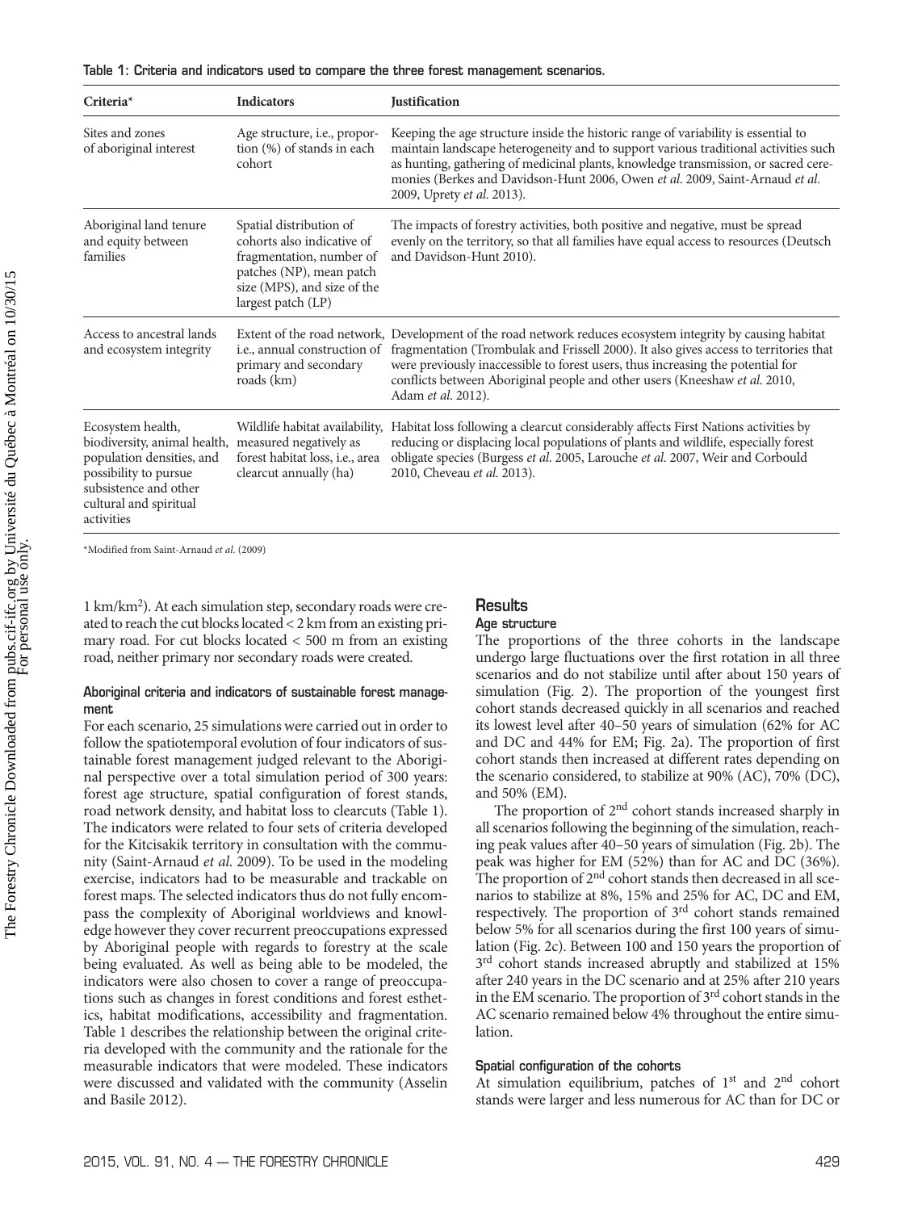Table 1: Criteria and indicators used to compare the three forest management scenarios.

| Criteria* | Indicators | Justification |
|---|---|---|
| Sites and zones of aboriginal interest | Age structure, i.e., proportion (%) of stands in each cohort | Keeping the age structure inside the historic range of variability is essential to maintain landscape heterogeneity and to support various traditional activities such as hunting, gathering of medicinal plants, knowledge transmission, or sacred ceremonies (Berkes and Davidson-Hunt 2006, Owen *et al.* 2009, Saint-Arnaud *et al.* 2009, Uprety *et al.* 2013). |
| Aboriginal land tenure and equity between families | Spatial distribution of cohorts also indicative of fragmentation, number of patches (NP), mean patch size (MPS), and size of the largest patch (LP) | The impacts of forestry activities, both positive and negative, must be spread evenly on the territory, so that all families have equal access to resources (Deutsch and Davidson-Hunt 2010). |
| Access to ancestral lands and ecosystem integrity | Extent of the road network, i.e., annual construction of primary and secondary roads (km) | Development of the road network reduces ecosystem integrity by causing habitat fragmentation (Trombulak and Frissell 2000). It also gives access to territories that were previously inaccessible to forest users, thus increasing the potential for conflicts between Aboriginal people and other users (Kneeshaw *et al.* 2010, Adam *et al.* 2012). |
| Ecosystem health, biodiversity, animal health, population densities, and possibility to pursue subsistence and other cultural and spiritual activities | Wildlife habitat availability, measured negatively as forest habitat loss, i.e., area clearcut annually (ha) | Habitat loss following a clearcut considerably affects First Nations activities by reducing or displacing local populations of plants and wildlife, especially forest obligate species (Burgess *et al.* 2005, Larouche *et al.* 2007, Weir and Corbould 2010, Cheveau *et al.* 2013). |

*Modified from Saint-Arnaud *et al.* (2009)

1 km/km$^2$). At each simulation step, secondary roads were created to reach the cut blocks located < 2 km from an existing primary road. For cut blocks located < 500 m from an existing road, neither primary nor secondary roads were created.

#### Aboriginal criteria and indicators of sustainable forest management

For each scenario, 25 simulations were carried out in order to follow the spatiotemporal evolution of four indicators of sustainable forest management judged relevant to the Aboriginal perspective over a total simulation period of 300 years: forest age structure, spatial configuration of forest stands, road network density, and habitat loss to clearcuts (Table 1). The indicators were related to four sets of criteria developed for the Kitcisakik territory in consultation with the community (Saint-Arnaud *et al.* 2009). To be used in the modeling exercise, indicators had to be measurable and trackable on forest maps. The selected indicators thus do not fully encompass the complexity of Aboriginal worldviews and knowledge however they cover recurrent preoccupations expressed by Aboriginal people with regards to forestry at the scale being evaluated. As well as being able to be modeled, the indicators were also chosen to cover a range of preoccupations such as changes in forest conditions and forest esthetics, habitat modifications, accessibility and fragmentation. Table 1 describes the relationship between the original criteria developed with the community and the rationale for the measurable indicators that were modeled. These indicators were discussed and validated with the community (Asselin and Basile 2012).

## Results

#### Age structure

The proportions of the three cohorts in the landscape undergo large fluctuations over the first rotation in all three scenarios and do not stabilize until after about 150 years of simulation (Fig. 2). The proportion of the youngest first cohort stands decreased quickly in all scenarios and reached its lowest level after 40–50 years of simulation (62% for AC and DC and 44% for EM; Fig. 2a). The proportion of first cohort stands then increased at different rates depending on the scenario considered, to stabilize at 90% (AC), 70% (DC), and 50% (EM).

The proportion of 2$^{nd}$ cohort stands increased sharply in all scenarios following the beginning of the simulation, reaching peak values after 40–50 years of simulation (Fig. 2b). The peak was higher for EM (52%) than for AC and DC (36%). The proportion of 2$^{nd}$ cohort stands then decreased in all scenarios to stabilize at 8%, 15% and 25% for AC, DC and EM, respectively. The proportion of 3$^{rd}$ cohort stands remained below 5% for all scenarios during the first 100 years of simulation (Fig. 2c). Between 100 and 150 years the proportion of 3$^{rd}$ cohort stands increased abruptly and stabilized at 15% after 240 years in the DC scenario and at 25% after 210 years in the EM scenario. The proportion of 3$^{rd}$ cohort stands in the AC scenario remained below 4% throughout the entire simulation.

#### Spatial configuration of the cohorts

At simulation equilibrium, patches of 1$^{st}$ and 2$^{nd}$ cohort stands were larger and less numerous for AC than for DC or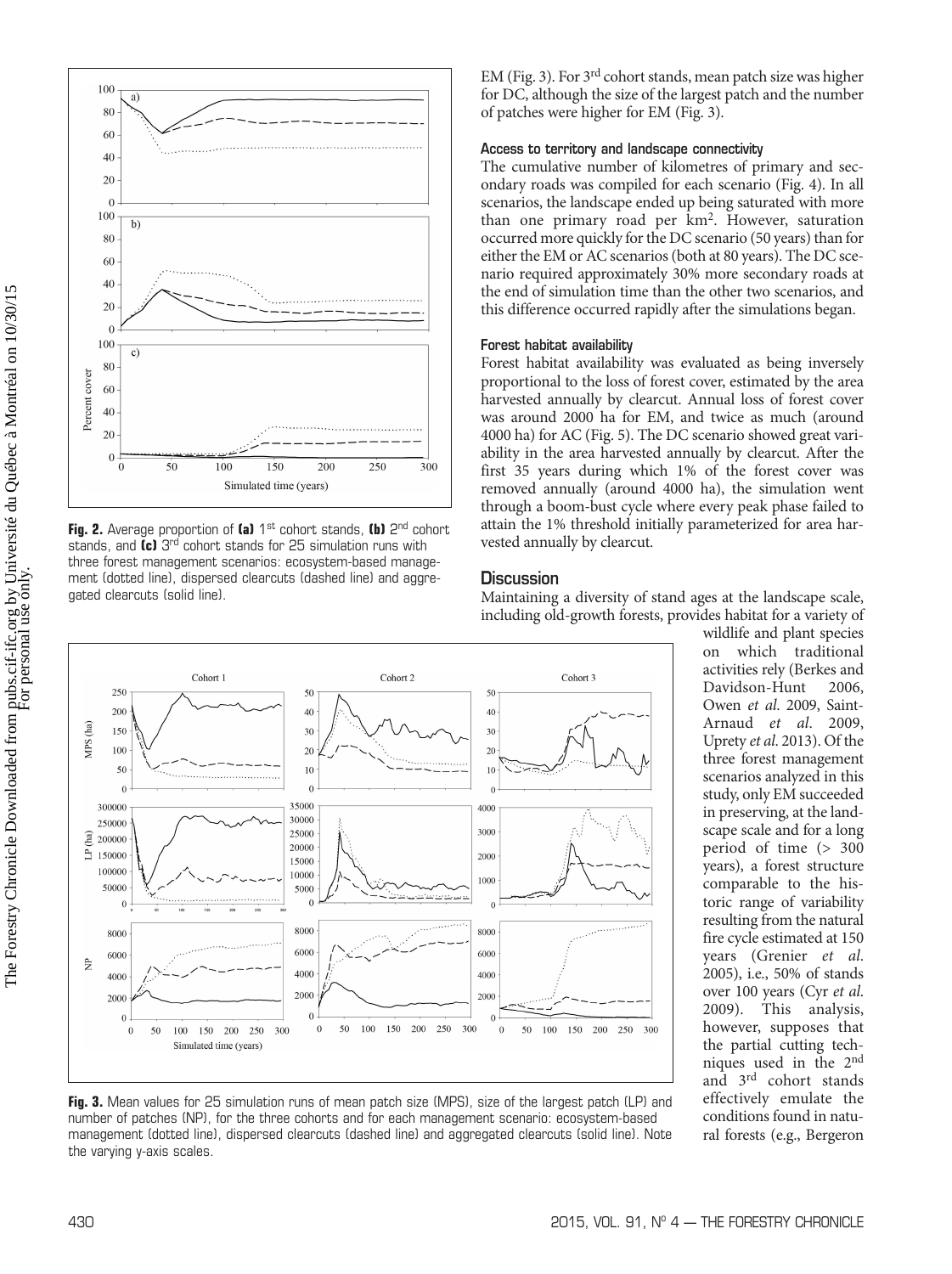Fig. 2. Average proportion of **(a)** 1[st] cohort stands, **(b)** 2[nd] cohort stands, and **(c)** 3[rd] cohort stands for 25 simulation runs with three forest management scenarios: ecosystem-based management (dotted line), dispersed clearcuts (dashed line) and aggregated clearcuts (solid line).

Fig. 3. Mean values for 25 simulation runs of mean patch size (MPS), size of the largest patch (LP) and number of patches (NP), for the three cohorts and for each management scenario: ecosystem-based management (dotted line), dispersed clearcuts (dashed line) and aggregated clearcuts (solid line). Note the varying y-axis scales.

EM (Fig. 3). For 3[rd] cohort stands, mean patch size was higher for DC, although the size of the largest patch and the number of patches were higher for EM (Fig. 3).

### Access to territory and landscape connectivity

The cumulative number of kilometres of primary and secondary roads was compiled for each scenario (Fig. 4). In all scenarios, the landscape ended up being saturated with more than one primary road per km². However, saturation occurred more quickly for the DC scenario (50 years) than for either the EM or AC scenarios (both at 80 years). The DC scenario required approximately 30% more secondary roads at the end of simulation time than the other two scenarios, and this difference occurred rapidly after the simulations began.

### Forest habitat availability

Forest habitat availability was evaluated as being inversely proportional to the loss of forest cover, estimated by the area harvested annually by clearcut. Annual loss of forest cover was around 2000 ha for EM, and twice as much (around 4000 ha) for AC (Fig. 5). The DC scenario showed great variability in the area harvested annually by clearcut. After the first 35 years during which 1% of the forest cover was removed annually (around 4000 ha), the simulation went through a boom-bust cycle where every peak phase failed to attain the 1% threshold initially parameterized for area harvested annually by clearcut.

## Discussion

Maintaining a diversity of stand ages at the landscape scale, including old-growth forests, provides habitat for a variety of wildlife and plant species on which traditional activities rely (Berkes and Davidson-Hunt 2006, Owen *et al.* 2009, Saint-Arnaud *et al.* 2009, Uprety *et al.* 2013). Of the three forest management scenarios analyzed in this study, only EM succeeded in preserving, at the landscape scale and for a long period of time (> 300 years), a forest structure comparable to the historic range of variability resulting from the natural fire cycle estimated at 150 years (Grenier *et al.* 2005), i.e., 50% of stands over 100 years (Cyr *et al.* 2009). This analysis, however, supposes that the partial cutting techniques used in the 2[nd] and 3[rd] cohort stands effectively emulate the conditions found in natural forests (e.g., Bergeron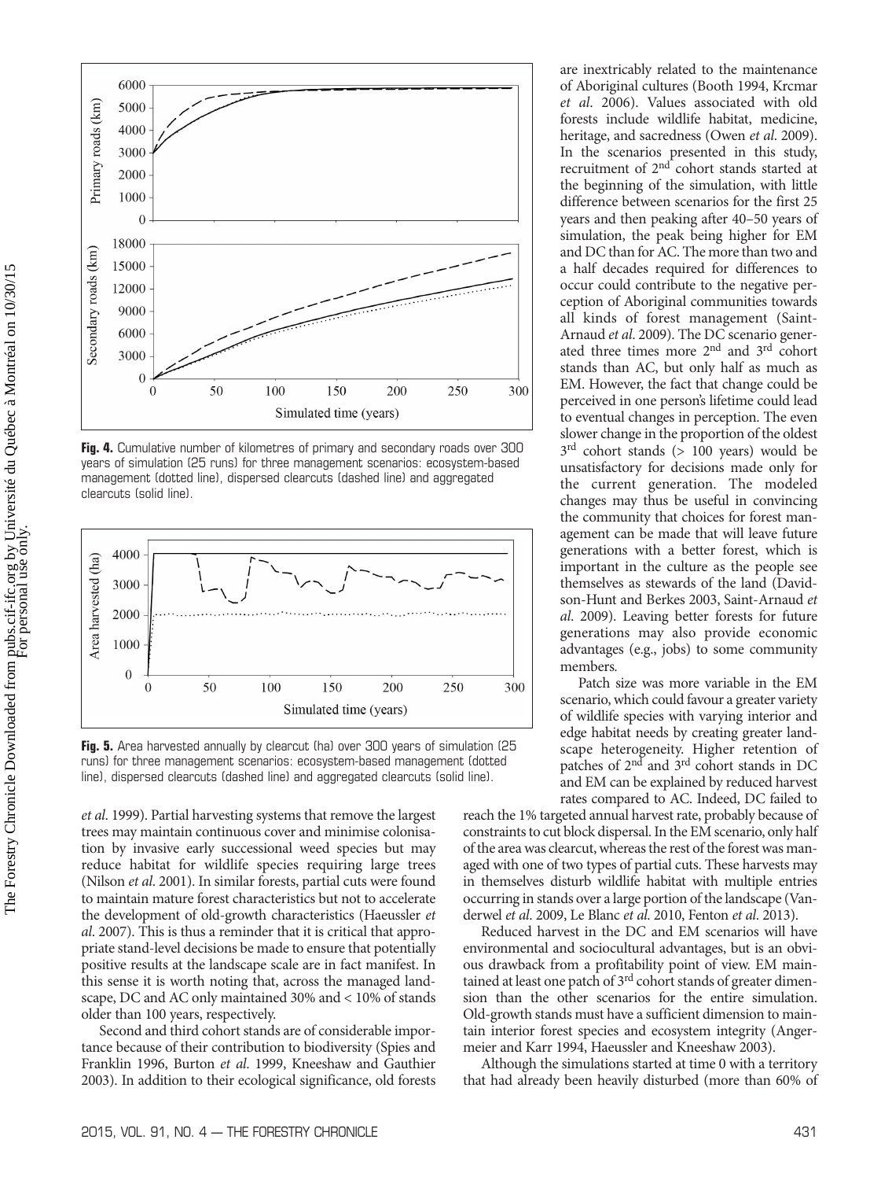**Fig. 4.** Cumulative number of kilometres of primary and secondary roads over 300 years of simulation (25 runs) for three management scenarios: ecosystem-based management (dotted line), dispersed clearcuts (dashed line) and aggregated clearcuts (solid line).

**Fig. 5.** Area harvested annually by clearcut (ha) over 300 years of simulation (25 runs) for three management scenarios: ecosystem-based management (dotted line), dispersed clearcuts (dashed line) and aggregated clearcuts (solid line).

*et al.* 1999). Partial harvesting systems that remove the largest trees may maintain continuous cover and minimise colonisation by invasive early successional weed species but may reduce habitat for wildlife species requiring large trees (Nilson *et al.* 2001). In similar forests, partial cuts were found to maintain mature forest characteristics but not to accelerate the development of old-growth characteristics (Haeussler *et al.* 2007). This is thus a reminder that it is critical that appropriate stand-level decisions be made to ensure that potentially positive results at the landscape scale are in fact manifest. In this sense it is worth noting that, across the managed landscape, DC and AC only maintained 30% and < 10% of stands older than 100 years, respectively.

Second and third cohort stands are of considerable importance because of their contribution to biodiversity (Spies and Franklin 1996, Burton *et al.* 1999, Kneeshaw and Gauthier 2003). In addition to their ecological significance, old forests are inextricably related to the maintenance of Aboriginal cultures (Booth 1994, Krcmar *et al.* 2006). Values associated with old forests include wildlife habitat, medicine, heritage, and sacredness (Owen *et al.* 2009). In the scenarios presented in this study, recruitment of 2nd cohort stands started at the beginning of the simulation, with little difference between scenarios for the first 25 years and then peaking after 40–50 years of simulation, the peak being higher for EM and DC than for AC. The more than two and a half decades required for differences to occur could contribute to the negative perception of Aboriginal communities towards all kinds of forest management (Saint-Arnaud *et al.* 2009). The DC scenario generated three times more 2nd and 3rd cohort stands than AC, but only half as much as EM. However, the fact that change could be perceived in one person's lifetime could lead to eventual changes in perception. The even slower change in the proportion of the oldest 3rd cohort stands (> 100 years) would be unsatisfactory for decisions made only for the current generation. The modeled changes may thus be useful in convincing the community that choices for forest management can be made that will leave future generations with a better forest, which is important in the culture as the people see themselves as stewards of the land (Davidson-Hunt and Berkes 2003, Saint-Arnaud *et al.* 2009). Leaving better forests for future generations may also provide economic advantages (e.g., jobs) to some community members.

Patch size was more variable in the EM scenario, which could favour a greater variety of wildlife species with varying interior and edge habitat needs by creating greater landscape heterogeneity. Higher retention of patches of 2nd and 3rd cohort stands in DC and EM can be explained by reduced harvest rates compared to AC. Indeed, DC failed to reach the 1% targeted annual harvest rate, probably because of constraints to cut block dispersal. In the EM scenario, only half of the area was clearcut, whereas the rest of the forest was managed with one of two types of partial cuts. These harvests may in themselves disturb wildlife habitat with multiple entries occurring in stands over a large portion of the landscape (Vanderwel *et al.* 2009, Le Blanc *et al.* 2010, Fenton *et al.* 2013).

Reduced harvest in the DC and EM scenarios will have environmental and sociocultural advantages, but is an obvious drawback from a profitability point of view. EM maintained at least one patch of 3rd cohort stands of greater dimension than the other scenarios for the entire simulation. Old-growth stands must have a sufficient dimension to maintain interior forest species and ecosystem integrity (Angermeier and Karr 1994, Haeussler and Kneeshaw 2003).

Although the simulations started at time 0 with a territory that had already been heavily disturbed (more than 60% of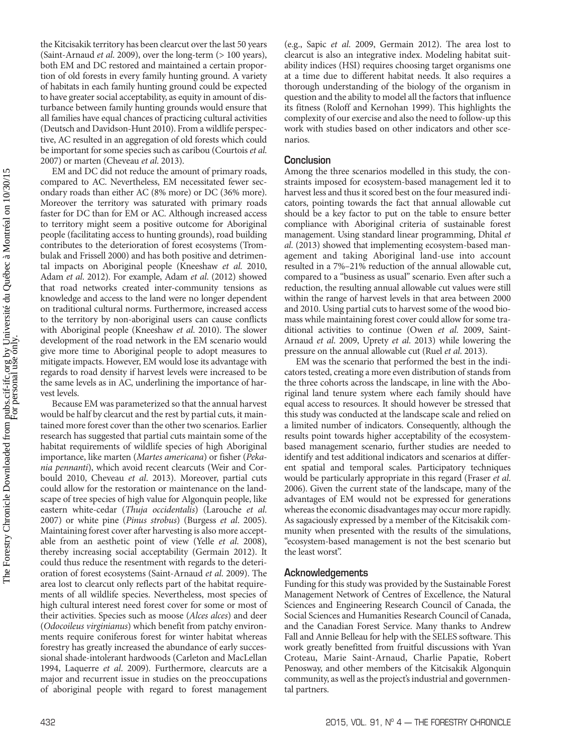the Kitcisakik territory has been clearcut over the last 50 years (Saint-Arnaud *et al.* 2009), over the long-term (> 100 years), both EM and DC restored and maintained a certain proportion of old forests in every family hunting ground. A variety of habitats in each family hunting ground could be expected to have greater social acceptability, as equity in amount of disturbance between family hunting grounds would ensure that all families have equal chances of practicing cultural activities (Deutsch and Davidson-Hunt 2010). From a wildlife perspective, AC resulted in an aggregation of old forests which could be important for some species such as caribou (Courtois *et al.* 2007) or marten (Cheveau *et al.* 2013).

EM and DC did not reduce the amount of primary roads, compared to AC. Nevertheless, EM necessitated fewer secondary roads than either AC (8% more) or DC (36% more). Moreover the territory was saturated with primary roads faster for DC than for EM or AC. Although increased access to territory might seem a positive outcome for Aboriginal people (facilitating access to hunting grounds), road building contributes to the deterioration of forest ecosystems (Trombulak and Frissell 2000) and has both positive and detrimental impacts on Aboriginal people (Kneeshaw *et al.* 2010, Adam *et al.* 2012). For example, Adam *et al.* (2012) showed that road networks created inter-community tensions as knowledge and access to the land were no longer dependent on traditional cultural norms. Furthermore, increased access to the territory by non-aboriginal users can cause conflicts with Aboriginal people (Kneeshaw *et al.* 2010). The slower development of the road network in the EM scenario would give more time to Aboriginal people to adopt measures to mitigate impacts. However, EM would lose its advantage with regards to road density if harvest levels were increased to be the same levels as in AC, underlining the importance of harvest levels.

Because EM was parameterized so that the annual harvest would be half by clearcut and the rest by partial cuts, it maintained more forest cover than the other two scenarios. Earlier research has suggested that partial cuts maintain some of the habitat requirements of wildlife species of high Aboriginal importance, like marten (*Martes americana*) or fisher (*Pekania pennanti*), which avoid recent clearcuts (Weir and Corbould 2010, Cheveau *et al.* 2013). Moreover, partial cuts could allow for the restoration or maintenance on the landscape of tree species of high value for Algonquin people, like eastern white-cedar (*Thuja occidentalis*) (Larouche *et al.* 2007) or white pine (*Pinus strobus*) (Burgess *et al.* 2005). Maintaining forest cover after harvesting is also more acceptable from an aesthetic point of view (Yelle *et al.* 2008), thereby increasing social acceptability (Germain 2012). It could thus reduce the resentment with regards to the deterioration of forest ecosystems (Saint-Arnaud *et al.* 2009). The area lost to clearcut only reflects part of the habitat requirements of all wildlife species. Nevertheless, most species of high cultural interest need forest cover for some or most of their activities. Species such as moose (*Alces alces*) and deer (*Odocoileus virginianus*) which benefit from patchy environments require coniferous forest for winter habitat whereas forestry has greatly increased the abundance of early successional shade-intolerant hardwoods (Carleton and MacLellan 1994, Laquerre *et al.* 2009). Furthermore, clearcuts are a major and recurrent issue in studies on the preoccupations of aboriginal people with regard to forest management (e.g., Sapic *et al.* 2009, Germain 2012). The area lost to clearcut is also an integrative index. Modeling habitat suitability indices (HSI) requires choosing target organisms one at a time due to different habitat needs. It also requires a thorough understanding of the biology of the organism in question and the ability to model all the factors that influence its fitness (Roloff and Kernohan 1999). This highlights the complexity of our exercise and also the need to follow-up this work with studies based on other indicators and other scenarios.

## Conclusion

Among the three scenarios modelled in this study, the constraints imposed for ecosystem-based management led it to harvest less and thus it scored best on the four measured indicators, pointing towards the fact that annual allowable cut should be a key factor to put on the table to ensure better compliance with Aboriginal criteria of sustainable forest management. Using standard linear programming, Dhital *et al.* (2013) showed that implementing ecosystem-based management and taking Aboriginal land-use into account resulted in a 7%–21% reduction of the annual allowable cut, compared to a "business as usual" scenario. Even after such a reduction, the resulting annual allowable cut values were still within the range of harvest levels in that area between 2000 and 2010. Using partial cuts to harvest some of the wood biomass while maintaining forest cover could allow for some traditional activities to continue (Owen *et al.* 2009, Saint-Arnaud *et al.* 2009, Uprety *et al.* 2013) while lowering the pressure on the annual allowable cut (Ruel *et al.* 2013).

EM was the scenario that performed the best in the indicators tested, creating a more even distribution of stands from the three cohorts across the landscape, in line with the Aboriginal land tenure system where each family should have equal access to resources. It should however be stressed that this study was conducted at the landscape scale and relied on a limited number of indicators. Consequently, although the results point towards higher acceptability of the ecosystem-based management scenario, further studies are needed to identify and test additional indicators and scenarios at different spatial and temporal scales. Participatory techniques would be particularly appropriate in this regard (Fraser *et al.* 2006). Given the current state of the landscape, many of the advantages of EM would not be expressed for generations whereas the economic disadvantages may occur more rapidly. As sagaciously expressed by a member of the Kitcisakik community when presented with the results of the simulations, "ecosystem-based management is not the best scenario but the least worst".

## Acknowledgements

Funding for this study was provided by the Sustainable Forest Management Network of Centres of Excellence, the Natural Sciences and Engineering Research Council of Canada, the Social Sciences and Humanities Research Council of Canada, and the Canadian Forest Service. Many thanks to Andrew Fall and Annie Belleau for help with the SELES software. This work greatly benefitted from fruitful discussions with Yvan Croteau, Marie Saint-Arnaud, Charlie Papatie, Robert Penosway, and other members of the Kitcisakik Algonquin community, as well as the project's industrial and governmental partners.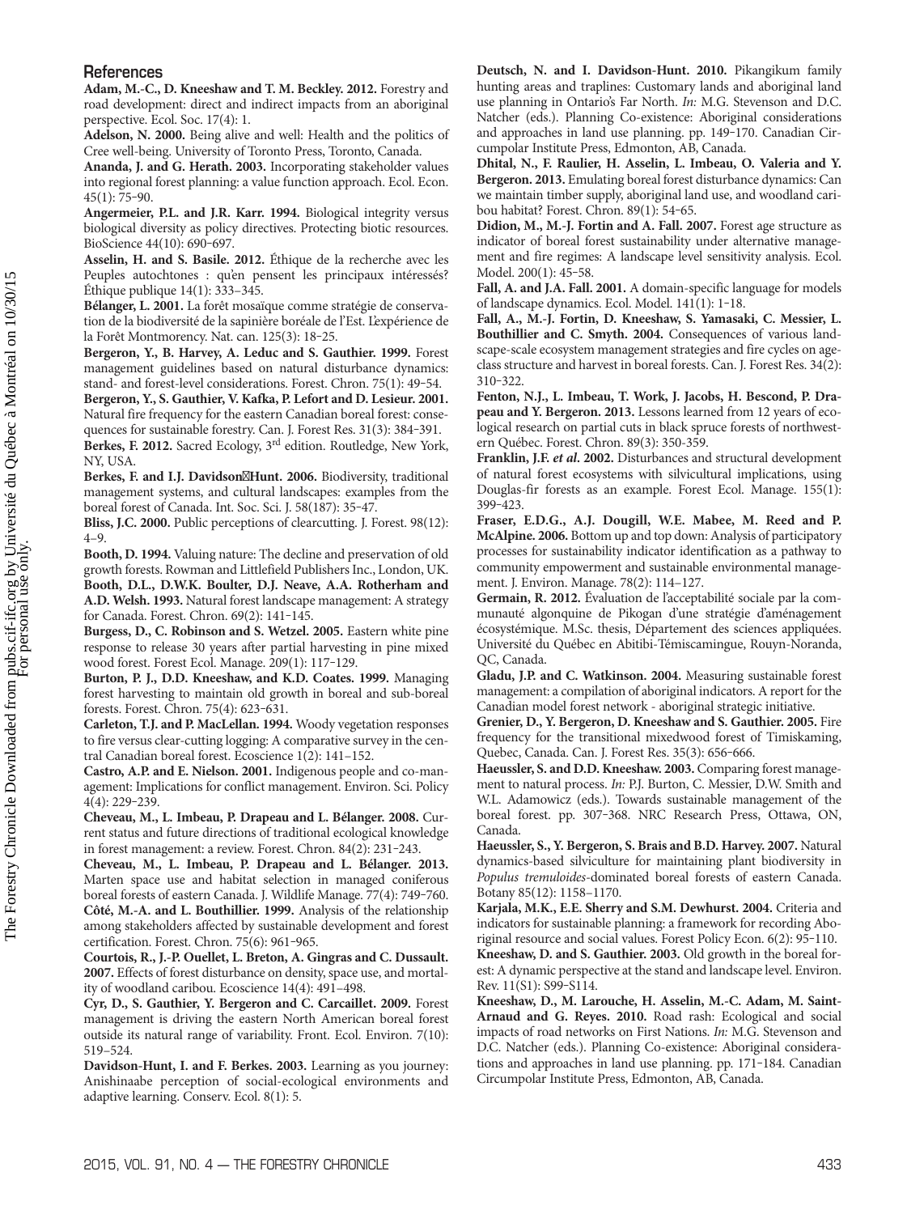## References

**Adam, M.-C., D. Kneeshaw and T. M. Beckley. 2012.** Forestry and road development: direct and indirect impacts from an aboriginal perspective. Ecol. Soc. 17(4): 1.

**Adelson, N. 2000.** Being alive and well: Health and the politics of Cree well-being. University of Toronto Press, Toronto, Canada.

**Ananda, J. and G. Herath. 2003.** Incorporating stakeholder values into regional forest planning: a value function approach. Ecol. Econ. 45(1): 75–90.

**Angermeier, P.L. and J.R. Karr. 1994.** Biological integrity versus biological diversity as policy directives. Protecting biotic resources. BioScience 44(10): 690–697.

**Asselin, H. and S. Basile. 2012.** Éthique de la recherche avec les Peuples autochtones : qu'en pensent les principaux intéressés? Éthique publique 14(1): 333–345.

**Bélanger, L. 2001.** La forêt mosaïque comme stratégie de conservation de la biodiversité de la sapinière boréale de l'Est. L'expérience de la Forêt Montmorency. Nat. can. 125(3): 18–25.

**Bergeron, Y., B. Harvey, A. Leduc and S. Gauthier. 1999.** Forest management guidelines based on natural disturbance dynamics: stand- and forest-level considerations. Forest. Chron. 75(1): 49–54.

**Bergeron, Y., S. Gauthier, V. Kafka, P. Lefort and D. Lesieur. 2001.** Natural fire frequency for the eastern Canadian boreal forest: consequences for sustainable forestry. Can. J. Forest Res. 31(3): 384–391.

**Berkes, F. 2012.** Sacred Ecology, 3rd edition. Routledge, New York, NY, USA.

**Berkes, F. and I.J. Davidson-Hunt. 2006.** Biodiversity, traditional management systems, and cultural landscapes: examples from the boreal forest of Canada. Int. Soc. Sci. J. 58(187): 35–47.

**Bliss, J.C. 2000.** Public perceptions of clearcutting. J. Forest. 98(12): 4–9.

**Booth, D. 1994.** Valuing nature: The decline and preservation of old growth forests. Rowman and Littlefield Publishers Inc., London, UK.

**Booth, D.L., D.W.K. Boulter, D.J. Neave, A.A. Rotherham and A.D. Welsh. 1993.** Natural forest landscape management: A strategy for Canada. Forest. Chron. 69(2): 141–145.

**Burgess, D., C. Robinson and S. Wetzel. 2005.** Eastern white pine response to release 30 years after partial harvesting in pine mixed wood forest. Forest Ecol. Manage. 209(1): 117–129.

**Burton, P. J., D.D. Kneeshaw, and K.D. Coates. 1999.** Managing forest harvesting to maintain old growth in boreal and sub-boreal forests. Forest. Chron. 75(4): 623–631.

**Carleton, T.J. and P. MacLellan. 1994.** Woody vegetation responses to fire versus clear-cutting logging: A comparative survey in the central Canadian boreal forest. Ecoscience 1(2): 141–152.

**Castro, A.P. and E. Nielson. 2001.** Indigenous people and co-management: Implications for conflict management. Environ. Sci. Policy 4(4): 229–239.

**Cheveau, M., L. Imbeau, P. Drapeau and L. Bélanger. 2008.** Current status and future directions of traditional ecological knowledge in forest management: a review. Forest. Chron. 84(2): 231–243.

**Cheveau, M., L. Imbeau, P. Drapeau and L. Bélanger. 2013.** Marten space use and habitat selection in managed coniferous boreal forests of eastern Canada. J. Wildlife Manage. 77(4): 749–760.

**Côté, M.-A. and L. Bouthillier. 1999.** Analysis of the relationship among stakeholders affected by sustainable development and forest certification. Forest. Chron. 75(6): 961–965.

**Courtois, R., J.-P. Ouellet, L. Breton, A. Gingras and C. Dussault. 2007.** Effects of forest disturbance on density, space use, and mortality of woodland caribou. Ecoscience 14(4): 491–498.

**Cyr, D., S. Gauthier, Y. Bergeron and C. Carcaillet. 2009.** Forest management is driving the eastern North American boreal forest outside its natural range of variability. Front. Ecol. Environ. 7(10): 519–524.

**Davidson-Hunt, I. and F. Berkes. 2003.** Learning as you journey: Anishinaabe perception of social-ecological environments and adaptive learning. Conserv. Ecol. 8(1): 5.

**Deutsch, N. and I. Davidson-Hunt. 2010.** Pikangikum family hunting areas and traplines: Customary lands and aboriginal land use planning in Ontario's Far North. *In:* M.G. Stevenson and D.C. Natcher (eds.). Planning Co-existence: Aboriginal considerations and approaches in land use planning. pp. 149–170. Canadian Circumpolar Institute Press, Edmonton, AB, Canada.

**Dhital, N., F. Raulier, H. Asselin, L. Imbeau, O. Valeria and Y. Bergeron. 2013.** Emulating boreal forest disturbance dynamics: Can we maintain timber supply, aboriginal land use, and woodland caribou habitat? Forest. Chron. 89(1): 54–65.

**Didion, M., M.-J. Fortin and A. Fall. 2007.** Forest age structure as indicator of boreal forest sustainability under alternative management and fire regimes: A landscape level sensitivity analysis. Ecol. Model. 200(1): 45–58.

**Fall, A. and J.A. Fall. 2001.** A domain-specific language for models of landscape dynamics. Ecol. Model. 141(1): 1–18.

**Fall, A., M.-J. Fortin, D. Kneeshaw, S. Yamasaki, C. Messier, L. Bouthillier and C. Smyth. 2004.** Consequences of various landscape-scale ecosystem management strategies and fire cycles on age-class structure and harvest in boreal forests. Can. J. Forest Res. 34(2): 310–322.

**Fenton, N.J., L. Imbeau, T. Work, J. Jacobs, H. Bescond, P. Drapeau and Y. Bergeron. 2013.** Lessons learned from 12 years of ecological research on partial cuts in black spruce forests of northwestern Québec. Forest. Chron. 89(3): 350-359.

**Franklin, J.F. *et al*. 2002.** Disturbances and structural development of natural forest ecosystems with silvicultural implications, using Douglas-fir forests as an example. Forest Ecol. Manage. 155(1): 399–423.

**Fraser, E.D.G., A.J. Dougill, W.E. Mabee, M. Reed and P. McAlpine. 2006.** Bottom up and top down: Analysis of participatory processes for sustainability indicator identification as a pathway to community empowerment and sustainable environmental management. J. Environ. Manage. 78(2): 114–127.

**Germain, R. 2012.** Évaluation de l'acceptabilité sociale par la communauté algonquine de Pikogan d'une stratégie d'aménagement écosystémique. M.Sc. thesis, Département des sciences appliquées. Université du Québec en Abitibi-Témiscamingue, Rouyn-Noranda, QC, Canada.

**Gladu, J.P. and C. Watkinson. 2004.** Measuring sustainable forest management: a compilation of aboriginal indicators. A report for the Canadian model forest network - aboriginal strategic initiative.

**Grenier, D., Y. Bergeron, D. Kneeshaw and S. Gauthier. 2005.** Fire frequency for the transitional mixedwood forest of Timiskaming, Quebec, Canada. Can. J. Forest Res. 35(3): 656–666.

**Haeussler, S. and D.D. Kneeshaw. 2003.** Comparing forest management to natural process. *In:* P.J. Burton, C. Messier, D.W. Smith and W.L. Adamowicz (eds.). Towards sustainable management of the boreal forest. pp. 307–368. NRC Research Press, Ottawa, ON, Canada.

**Haeussler, S., Y. Bergeron, S. Brais and B.D. Harvey. 2007.** Natural dynamics-based silviculture for maintaining plant biodiversity in *Populus tremuloides*-dominated boreal forests of eastern Canada. Botany 85(12): 1158–1170.

**Karjala, M.K., E.E. Sherry and S.M. Dewhurst. 2004.** Criteria and indicators for sustainable planning: a framework for recording Aboriginal resource and social values. Forest Policy Econ. 6(2): 95–110.

**Kneeshaw, D. and S. Gauthier. 2003.** Old growth in the boreal forest: A dynamic perspective at the stand and landscape level. Environ. Rev. 11(S1): S99–S114.

**Kneeshaw, D., M. Larouche, H. Asselin, M.-C. Adam, M. Saint-Arnaud and G. Reyes. 2010.** Road rash: Ecological and social impacts of road networks on First Nations. *In:* M.G. Stevenson and D.C. Natcher (eds.). Planning Co-existence: Aboriginal considerations and approaches in land use planning. pp. 171–184. Canadian Circumpolar Institute Press, Edmonton, AB, Canada.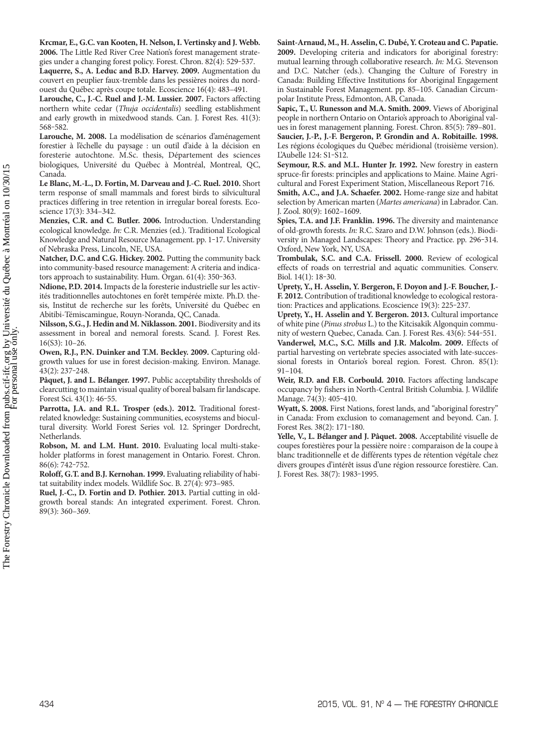**Krcmar, E., G.C. van Kooten, H. Nelson, I. Vertinsky and J. Webb. 2006.** The Little Red River Cree Nation's forest management strategies under a changing forest policy. Forest. Chron. 82(4): 529–537.

**Laquerre, S., A. Leduc and B.D. Harvey. 2009.** Augmentation du couvert en peuplier faux-tremble dans les pessières noires du nord-ouest du Québec après coupe totale. Ecoscience 16(4): 483–491.

**Larouche, C., J.-C. Ruel and J.-M. Lussier. 2007.** Factors affecting northern white cedar (*Thuja occidentalis*) seedling establishment and early growth in mixedwood stands. Can. J. Forest Res. 41(3): 568–582.

**Larouche, M. 2008.** La modélisation de scénarios d'aménagement forestier à l'échelle du paysage : un outil d'aide à la décision en foresterie autochtone. M.Sc. thesis, Département des sciences biologiques, Université du Québec à Montréal, Montreal, QC, Canada.

**Le Blanc, M.-L., D. Fortin, M. Darveau and J.-C. Ruel. 2010.** Short term response of small mammals and forest birds to silvicultural practices differing in tree retention in irregular boreal forests. Ecoscience 17(3): 334–342.

**Menzies, C.R. and C. Butler. 2006.** Introduction. Understanding ecological knowledge. *In:* C.R. Menzies (ed.). Traditional Ecological Knowledge and Natural Resource Management. pp. 1–17. University of Nebraska Press, Lincoln, NE, USA.

**Natcher, D.C. and C.G. Hickey. 2002.** Putting the community back into community-based resource management: A criteria and indicators approach to sustainability. Hum. Organ. 61(4): 350–363.

**Ndione, P.D. 2014.** Impacts de la foresterie industrielle sur les activités traditionnelles autochtones en forêt tempérée mixte. Ph.D. thesis, Institut de recherche sur les forêts, Université du Québec en Abitibi-Témiscamingue, Rouyn-Noranda, QC, Canada.

**Nilsson, S.G., J. Hedin and M. Niklasson. 2001.** Biodiversity and its assessment in boreal and nemoral forests. Scand. J. Forest Res. 16(S3): 10–26.

**Owen, R.J., P.N. Duinker and T.M. Beckley. 2009.** Capturing old-growth values for use in forest decision-making. Environ. Manage. 43(2): 237–248.

**Pâquet, J. and L. Bélanger. 1997.** Public acceptability thresholds of clearcutting to maintain visual quality of boreal balsam fir landscape. Forest Sci. 43(1): 46–55.

**Parrotta, J.A. and R.L. Trosper (eds.). 2012.** Traditional forest-related knowledge: Sustaining communities, ecosystems and biocultural diversity. World Forest Series vol. 12. Springer Dordrecht, Netherlands.

**Robson, M. and L.M. Hunt. 2010.** Evaluating local multi-stakeholder platforms in forest management in Ontario. Forest. Chron. 86(6): 742–752.

**Roloff, G.T. and B.J. Kernohan. 1999.** Evaluating reliability of habitat suitability index models. Wildlife Soc. B. 27(4): 973–985.

**Ruel, J.-C., D. Fortin and D. Pothier. 2013.** Partial cutting in old-growth boreal stands: An integrated experiment. Forest. Chron. 89(3): 360–369.

**Saint-Arnaud, M., H. Asselin, C. Dubé, Y. Croteau and C. Papatie. 2009.** Developing criteria and indicators for aboriginal forestry: mutual learning through collaborative research. *In:* M.G. Stevenson and D.C. Natcher (eds.). Changing the Culture of Forestry in Canada: Building Effective Institutions for Aboriginal Engagement in Sustainable Forest Management. pp. 85–105. Canadian Circumpolar Institute Press, Edmonton, AB, Canada.

**Sapic, T., U. Runesson and M.A. Smith. 2009.** Views of Aboriginal people in northern Ontario on Ontario's approach to Aboriginal values in forest management planning. Forest. Chron. 85(5): 789–801.

**Saucier, J.-P., J.-F. Bergeron, P. Grondin and A. Robitaille. 1998.** Les régions écologiques du Québec méridional (troisième version). L'Aubelle 124: S1–S12.

**Seymour, R.S. and M.L. Hunter Jr. 1992.** New forestry in eastern spruce-fir forests: principles and applications to Maine. Maine Agricultural and Forest Experiment Station, Miscellaneous Report 716.

**Smith, A.C., and J.A. Schaefer. 2002.** Home-range size and habitat selection by American marten (*Martes americana*) in Labrador. Can. J. Zool. 80(9): 1602–1609.

**Spies, T.A. and J.F. Franklin. 1996.** The diversity and maintenance of old-growth forests. *In:* R.C. Szaro and D.W. Johnson (eds.). Biodiversity in Managed Landscapes: Theory and Practice. pp. 296–314. Oxford, New York, NY, USA.

**Trombulak, S.C. and C.A. Frissell. 2000.** Review of ecological effects of roads on terrestrial and aquatic communities. Conserv. Biol. 14(1): 18–30.

**Uprety, Y., H. Asselin, Y. Bergeron, F. Doyon and J.-F. Boucher, J.-F. 2012.** Contribution of traditional knowledge to ecological restoration: Practices and applications. Ecoscience 19(3): 225–237.

**Uprety, Y., H. Asselin and Y. Bergeron. 2013.** Cultural importance of white pine (*Pinus strobus* L.) to the Kitcisakik Algonquin community of western Quebec, Canada. Can. J. Forest Res. 43(6): 544–551.

**Vanderwel, M.C., S.C. Mills and J.R. Malcolm. 2009.** Effects of partial harvesting on vertebrate species associated with late-successional forests in Ontario's boreal region. Forest. Chron. 85(1): 91–104.

**Weir, R.D. and F.B. Corbould. 2010.** Factors affecting landscape occupancy by fishers in North-Central British Columbia. J. Wildlife Manage. 74(3): 405–410.

**Wyatt, S. 2008.** First Nations, forest lands, and "aboriginal forestry" in Canada: From exclusion to comanagement and beyond. Can. J. Forest Res. 38(2): 171–180.

**Yelle, V., L. Bélanger and J. Pâquet. 2008.** Acceptabilité visuelle de coupes forestières pour la pessière noire : comparaison de la coupe à blanc traditionnelle et de différents types de rétention végétale chez divers groupes d'intérêt issus d'une région ressource forestière. Can. J. Forest Res. 38(7): 1983–1995.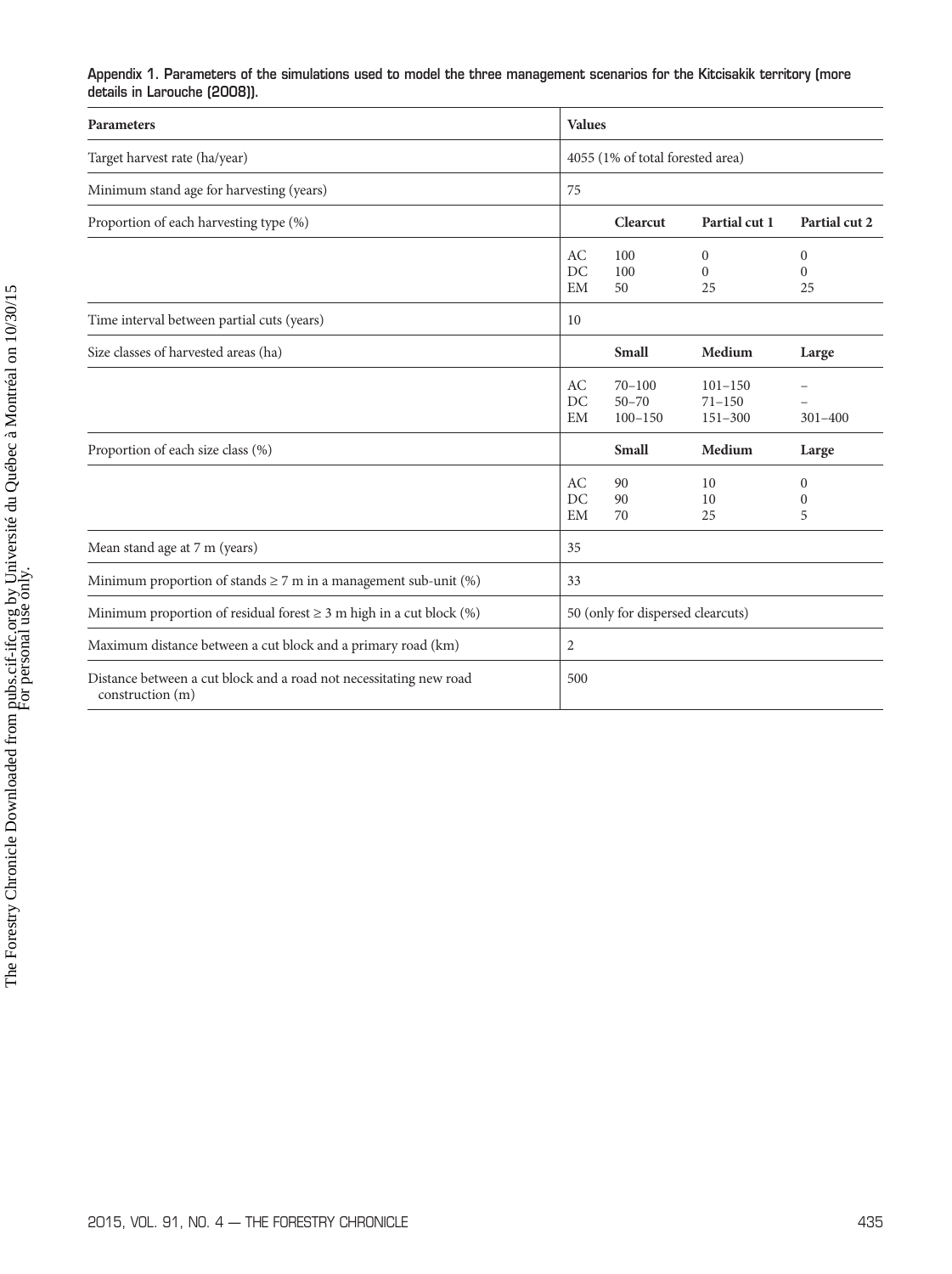**Appendix 1. Parameters of the simulations used to model the three management scenarios for the Kitcisakik territory (more details in Larouche (2008)).**

| Parameters | Values | | | |
|---|---|---|---|---|
| Target harvest rate (ha/year) | 4055 (1% of total forested area) | | | |
| Minimum stand age for harvesting (years) | 75 | | | |
| Proportion of each harvesting type (%) | | **Clearcut** | **Partial cut 1** | **Partial cut 2** |
| | AC | 100 | 0 | 0 |
| | DC | 100 | 0 | 0 |
| | EM | 50 | 25 | 25 |
| Time interval between partial cuts (years) | 10 | | | |
| Size classes of harvested areas (ha) | | **Small** | **Medium** | **Large** |
| | AC | 70–100 | 101–150 | – |
| | DC | 50–70 | 71–150 | – |
| | EM | 100–150 | 151–300 | 301–400 |
| Proportion of each size class (%) | | **Small** | **Medium** | **Large** |
| | AC | 90 | 10 | 0 |
| | DC | 90 | 10 | 0 |
| | EM | 70 | 25 | 5 |
| Mean stand age at 7 m (years) | 35 | | | |
| Minimum proportion of stands ≥ 7 m in a management sub-unit (%) | 33 | | | |
| Minimum proportion of residual forest ≥ 3 m high in a cut block (%) | 50 (only for dispersed clearcuts) | | | |
| Maximum distance between a cut block and a primary road (km) | 2 | | | |
| Distance between a cut block and a road not necessitating new road construction (m) | 500 | | | |